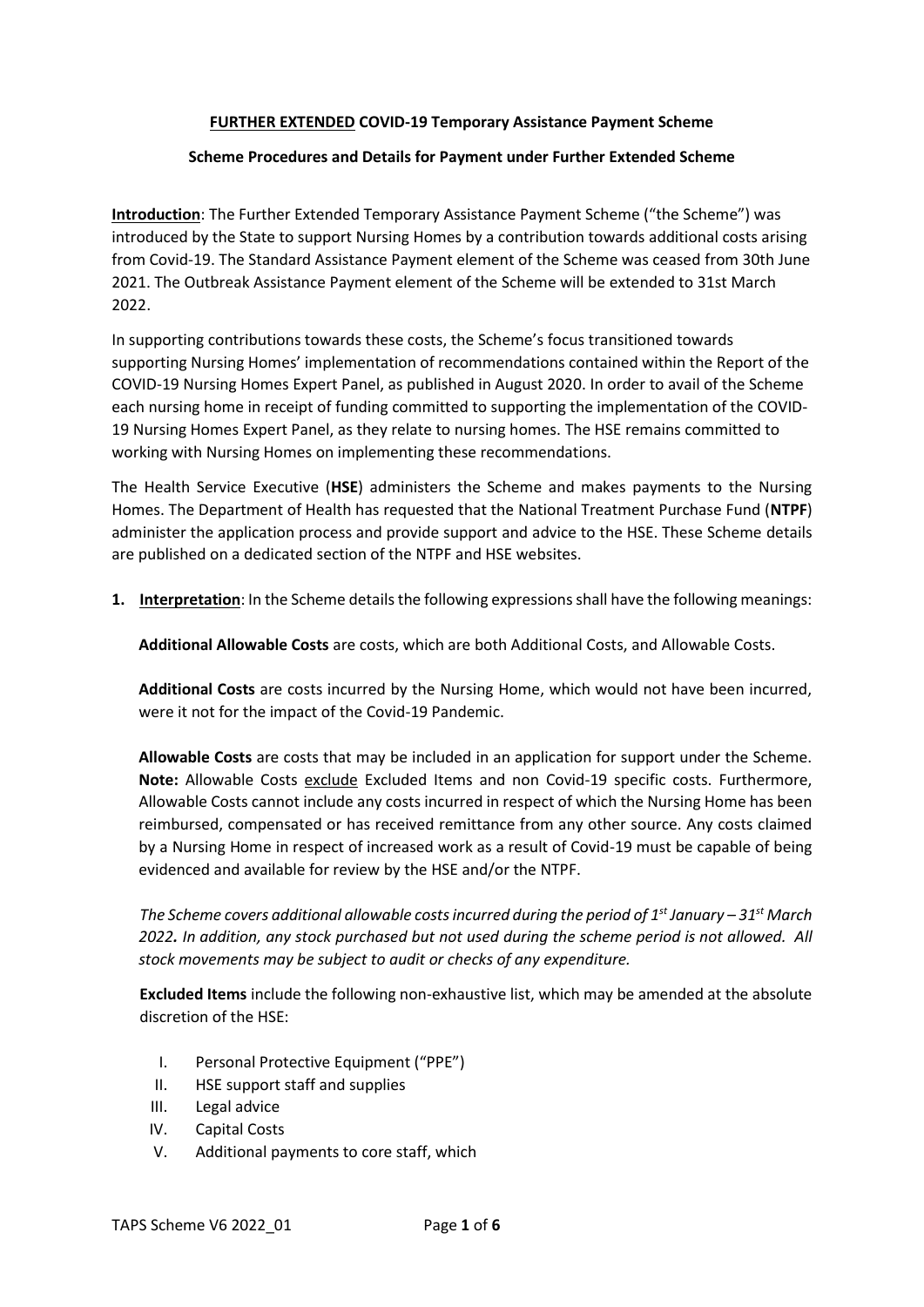**<u>FURTHER EXTENDED</u> COVID-19 Temporary Assistance Payment Scheme**

**Scheme Procedures and Details for Payment under Further Extended Scheme**

**<u>Introduction</u>**: The Further Extended Temporary Assistance Payment Scheme ("the Scheme") was introduced by the State to support Nursing Homes by a contribution towards additional costs arising from Covid-19. The Standard Assistance Payment element of the Scheme was ceased from 30th June 2021. The Outbreak Assistance Payment element of the Scheme will be extended to 31st March 2022.

In supporting contributions towards these costs, the Scheme's focus transitioned towards supporting Nursing Homes' implementation of recommendations contained within the Report of the COVID-19 Nursing Homes Expert Panel, as published in August 2020. In order to avail of the Scheme each nursing home in receipt of funding committed to supporting the implementation of the COVID-19 Nursing Homes Expert Panel, as they relate to nursing homes. The HSE remains committed to working with Nursing Homes on implementing these recommendations.

The Health Service Executive (**HSE**) administers the Scheme and makes payments to the Nursing Homes. The Department of Health has requested that the National Treatment Purchase Fund (**NTPF**) administer the application process and provide support and advice to the HSE. These Scheme details are published on a dedicated section of the NTPF and HSE websites.

1. **<u>Interpretation</u>**: In the Scheme details the following expressions shall have the following meanings:

   **Additional Allowable Costs** are costs, which are both Additional Costs, and Allowable Costs.

   **Additional Costs** are costs incurred by the Nursing Home, which would not have been incurred, were it not for the impact of the Covid-19 Pandemic.

   **Allowable Costs** are costs that may be included in an application for support under the Scheme. **Note:** Allowable Costs <u>exclude</u> Excluded Items and non Covid-19 specific costs. Furthermore, Allowable Costs cannot include any costs incurred in respect of which the Nursing Home has been reimbursed, compensated or has received remittance from any other source. Any costs claimed by a Nursing Home in respect of increased work as a result of Covid-19 must be capable of being evidenced and available for review by the HSE and/or the NTPF.

   *The Scheme covers additional allowable costs incurred during the period of 1st January – 31st March 2022. In addition, any stock purchased but not used during the scheme period is not allowed. All stock movements may be subject to audit or checks of any expenditure.*

   **Excluded Items** include the following non-exhaustive list, which may be amended at the absolute discretion of the HSE:

   I. Personal Protective Equipment ("PPE")
   II. HSE support staff and supplies
   III. Legal advice
   IV. Capital Costs
   V. Additional payments to core staff, which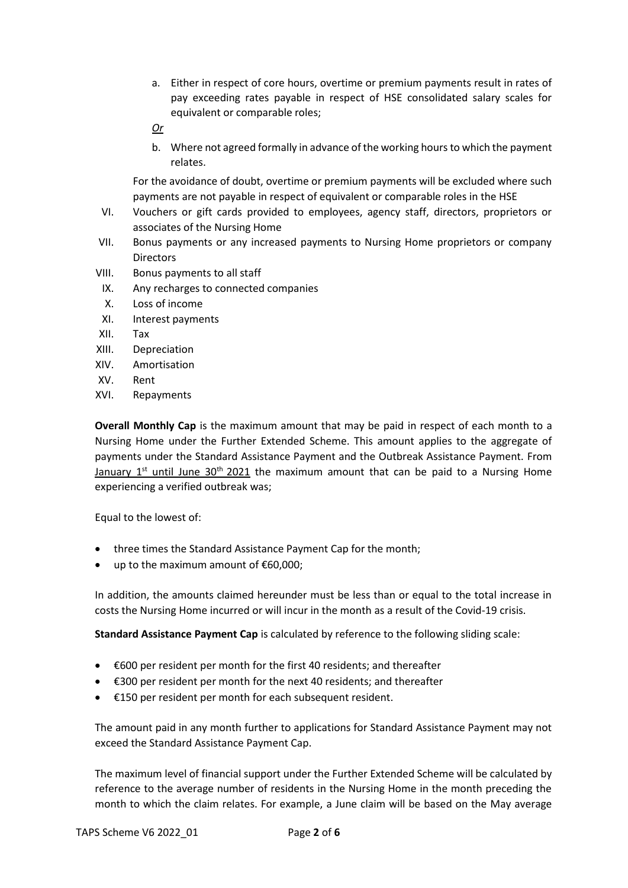a. Either in respect of core hours, overtime or premium payments result in rates of pay exceeding rates payable in respect of HSE consolidated salary scales for equivalent or comparable roles;

   *Or*

b. Where not agreed formally in advance of the working hours to which the payment relates.

   For the avoidance of doubt, overtime or premium payments will be excluded where such payments are not payable in respect of equivalent or comparable roles in the HSE

VI. Vouchers or gift cards provided to employees, agency staff, directors, proprietors or associates of the Nursing Home
VII. Bonus payments or any increased payments to Nursing Home proprietors or company Directors
VIII. Bonus payments to all staff
IX. Any recharges to connected companies
X. Loss of income
XI. Interest payments
XII. Tax
XIII. Depreciation
XIV. Amortisation
XV. Rent
XVI. Repayments

**Overall Monthly Cap** is the maximum amount that may be paid in respect of each month to a Nursing Home under the Further Extended Scheme. This amount applies to the aggregate of payments under the Standard Assistance Payment and the Outbreak Assistance Payment. From January 1st until June 30th 2021 the maximum amount that can be paid to a Nursing Home experiencing a verified outbreak was;

Equal to the lowest of:

- three times the Standard Assistance Payment Cap for the month;
- up to the maximum amount of €60,000;

In addition, the amounts claimed hereunder must be less than or equal to the total increase in costs the Nursing Home incurred or will incur in the month as a result of the Covid-19 crisis.

**Standard Assistance Payment Cap** is calculated by reference to the following sliding scale:

- €600 per resident per month for the first 40 residents; and thereafter
- €300 per resident per month for the next 40 residents; and thereafter
- €150 per resident per month for each subsequent resident.

The amount paid in any month further to applications for Standard Assistance Payment may not exceed the Standard Assistance Payment Cap.

The maximum level of financial support under the Further Extended Scheme will be calculated by reference to the average number of residents in the Nursing Home in the month preceding the month to which the claim relates. For example, a June claim will be based on the May average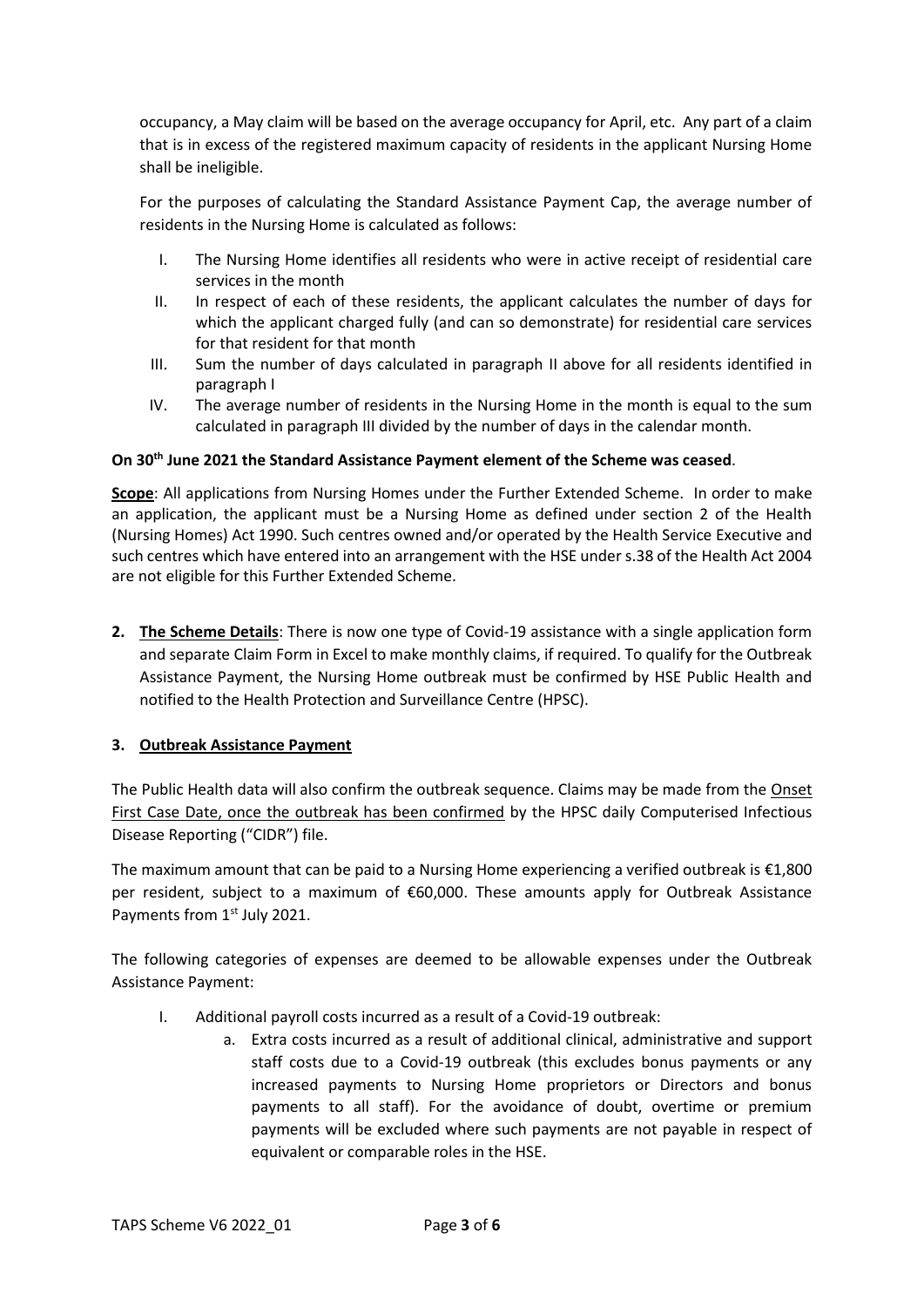occupancy, a May claim will be based on the average occupancy for April, etc. Any part of a claim that is in excess of the registered maximum capacity of residents in the applicant Nursing Home shall be ineligible.

For the purposes of calculating the Standard Assistance Payment Cap, the average number of residents in the Nursing Home is calculated as follows:

I. The Nursing Home identifies all residents who were in active receipt of residential care services in the month
II. In respect of each of these residents, the applicant calculates the number of days for which the applicant charged fully (and can so demonstrate) for residential care services for that resident for that month
III. Sum the number of days calculated in paragraph II above for all residents identified in paragraph I
IV. The average number of residents in the Nursing Home in the month is equal to the sum calculated in paragraph III divided by the number of days in the calendar month.

**On 30th June 2021 the Standard Assistance Payment element of the Scheme was ceased**.

**Scope**: All applications from Nursing Homes under the Further Extended Scheme. In order to make an application, the applicant must be a Nursing Home as defined under section 2 of the Health (Nursing Homes) Act 1990. Such centres owned and/or operated by the Health Service Executive and such centres which have entered into an arrangement with the HSE under s.38 of the Health Act 2004 are not eligible for this Further Extended Scheme.

2. **The Scheme Details**: There is now one type of Covid-19 assistance with a single application form and separate Claim Form in Excel to make monthly claims, if required. To qualify for the Outbreak Assistance Payment, the Nursing Home outbreak must be confirmed by HSE Public Health and notified to the Health Protection and Surveillance Centre (HPSC).

3. **Outbreak Assistance Payment**

The Public Health data will also confirm the outbreak sequence. Claims may be made from the Onset First Case Date, once the outbreak has been confirmed by the HPSC daily Computerised Infectious Disease Reporting ("CIDR") file.

The maximum amount that can be paid to a Nursing Home experiencing a verified outbreak is €1,800 per resident, subject to a maximum of €60,000. These amounts apply for Outbreak Assistance Payments from 1st July 2021.

The following categories of expenses are deemed to be allowable expenses under the Outbreak Assistance Payment:

I. Additional payroll costs incurred as a result of a Covid-19 outbreak:
   a. Extra costs incurred as a result of additional clinical, administrative and support staff costs due to a Covid-19 outbreak (this excludes bonus payments or any increased payments to Nursing Home proprietors or Directors and bonus payments to all staff). For the avoidance of doubt, overtime or premium payments will be excluded where such payments are not payable in respect of equivalent or comparable roles in the HSE.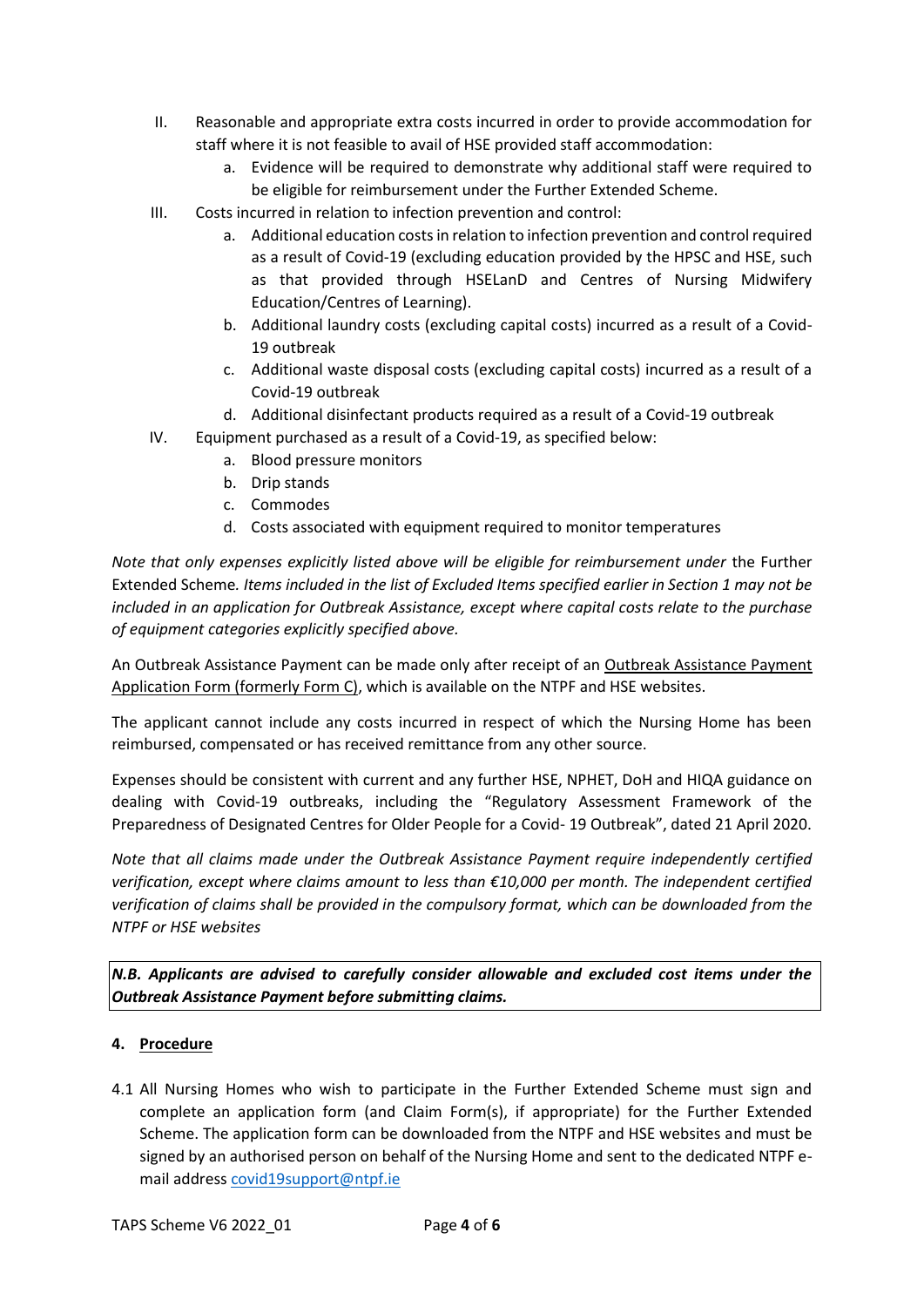II. Reasonable and appropriate extra costs incurred in order to provide accommodation for staff where it is not feasible to avail of HSE provided staff accommodation:
    a. Evidence will be required to demonstrate why additional staff were required to be eligible for reimbursement under the Further Extended Scheme.

III. Costs incurred in relation to infection prevention and control:
    a. Additional education costs in relation to infection prevention and control required as a result of Covid-19 (excluding education provided by the HPSC and HSE, such as that provided through HSELanD and Centres of Nursing Midwifery Education/Centres of Learning).
    b. Additional laundry costs (excluding capital costs) incurred as a result of a Covid-19 outbreak
    c. Additional waste disposal costs (excluding capital costs) incurred as a result of a Covid-19 outbreak
    d. Additional disinfectant products required as a result of a Covid-19 outbreak

IV. Equipment purchased as a result of a Covid-19, as specified below:
    a. Blood pressure monitors
    b. Drip stands
    c. Commodes
    d. Costs associated with equipment required to monitor temperatures

*Note that only expenses explicitly listed above will be eligible for reimbursement under* the Further Extended Scheme*. Items included in the list of Excluded Items specified earlier in Section 1 may not be included in an application for Outbreak Assistance, except where capital costs relate to the purchase of equipment categories explicitly specified above.*

An Outbreak Assistance Payment can be made only after receipt of an Outbreak Assistance Payment Application Form (formerly Form C), which is available on the NTPF and HSE websites.

The applicant cannot include any costs incurred in respect of which the Nursing Home has been reimbursed, compensated or has received remittance from any other source.

Expenses should be consistent with current and any further HSE, NPHET, DoH and HIQA guidance on dealing with Covid-19 outbreaks, including the "Regulatory Assessment Framework of the Preparedness of Designated Centres for Older People for a Covid- 19 Outbreak", dated 21 April 2020.

*Note that all claims made under the Outbreak Assistance Payment require independently certified verification, except where claims amount to less than €10,000 per month. The independent certified verification of claims shall be provided in the compulsory format, which can be downloaded from the NTPF or HSE websites*

***N.B. Applicants are advised to carefully consider allowable and excluded cost items under the Outbreak Assistance Payment before submitting claims.***

## 4. Procedure

4.1 All Nursing Homes who wish to participate in the Further Extended Scheme must sign and complete an application form (and Claim Form(s), if appropriate) for the Further Extended Scheme. The application form can be downloaded from the NTPF and HSE websites and must be signed by an authorised person on behalf of the Nursing Home and sent to the dedicated NTPF e-mail address covid19support@ntpf.ie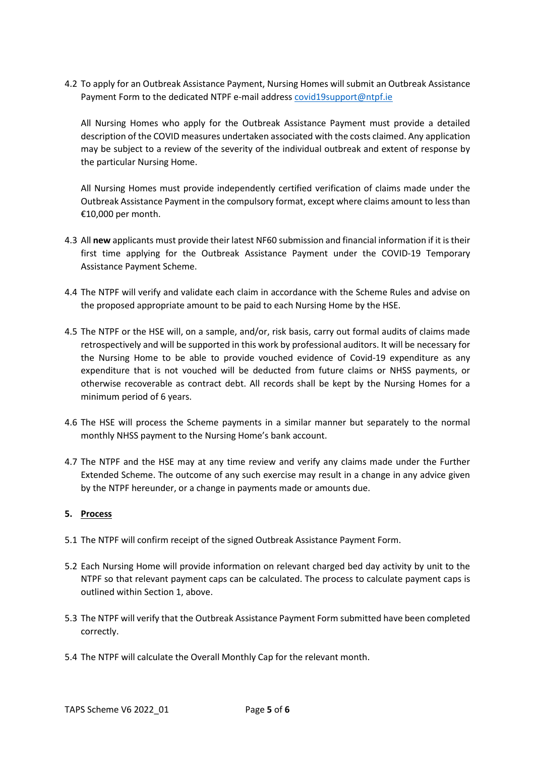4.2 To apply for an Outbreak Assistance Payment, Nursing Homes will submit an Outbreak Assistance Payment Form to the dedicated NTPF e-mail address covid19support@ntpf.ie

All Nursing Homes who apply for the Outbreak Assistance Payment must provide a detailed description of the COVID measures undertaken associated with the costs claimed. Any application may be subject to a review of the severity of the individual outbreak and extent of response by the particular Nursing Home.

All Nursing Homes must provide independently certified verification of claims made under the Outbreak Assistance Payment in the compulsory format, except where claims amount to less than €10,000 per month.

4.3 All **new** applicants must provide their latest NF60 submission and financial information if it is their first time applying for the Outbreak Assistance Payment under the COVID-19 Temporary Assistance Payment Scheme.

4.4 The NTPF will verify and validate each claim in accordance with the Scheme Rules and advise on the proposed appropriate amount to be paid to each Nursing Home by the HSE.

4.5 The NTPF or the HSE will, on a sample, and/or, risk basis, carry out formal audits of claims made retrospectively and will be supported in this work by professional auditors. It will be necessary for the Nursing Home to be able to provide vouched evidence of Covid-19 expenditure as any expenditure that is not vouched will be deducted from future claims or NHSS payments, or otherwise recoverable as contract debt. All records shall be kept by the Nursing Homes for a minimum period of 6 years.

4.6 The HSE will process the Scheme payments in a similar manner but separately to the normal monthly NHSS payment to the Nursing Home's bank account.

4.7 The NTPF and the HSE may at any time review and verify any claims made under the Further Extended Scheme. The outcome of any such exercise may result in a change in any advice given by the NTPF hereunder, or a change in payments made or amounts due.

## 5. Process

5.1 The NTPF will confirm receipt of the signed Outbreak Assistance Payment Form.

5.2 Each Nursing Home will provide information on relevant charged bed day activity by unit to the NTPF so that relevant payment caps can be calculated. The process to calculate payment caps is outlined within Section 1, above.

5.3 The NTPF will verify that the Outbreak Assistance Payment Form submitted have been completed correctly.

5.4 The NTPF will calculate the Overall Monthly Cap for the relevant month.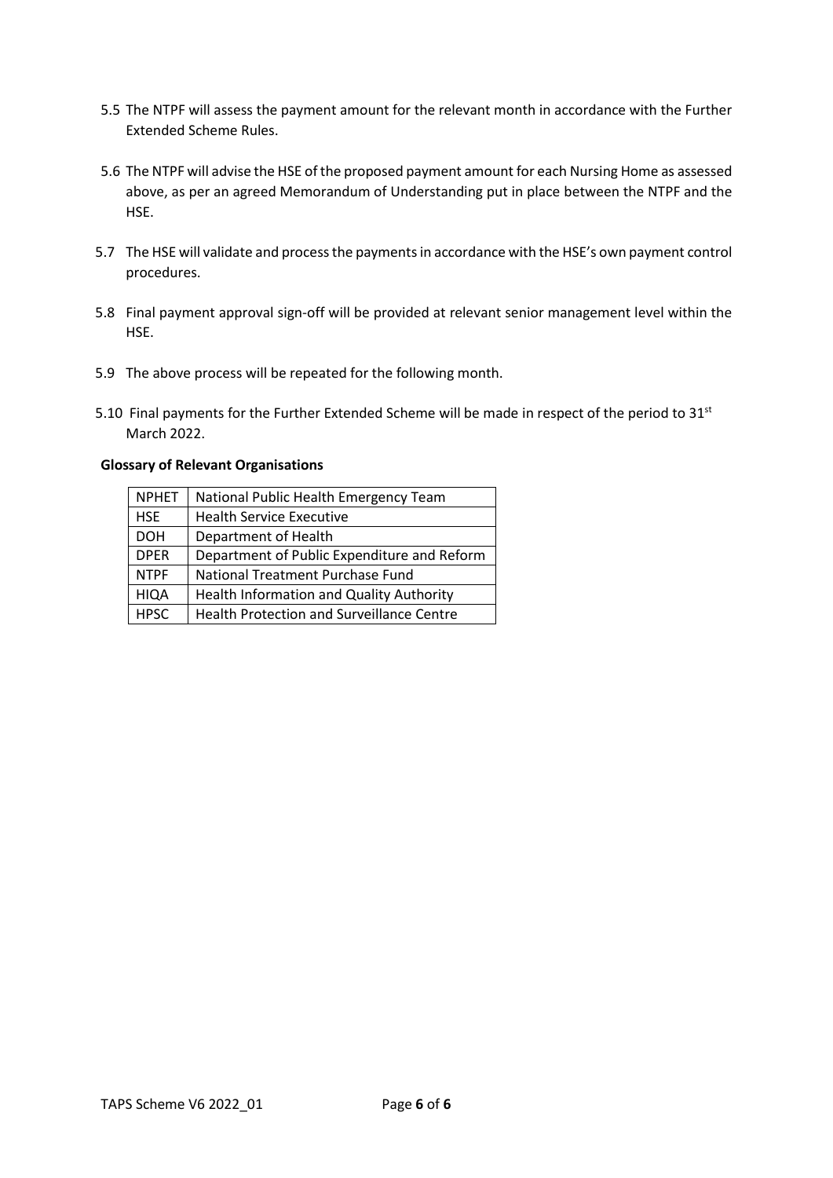5.5 The NTPF will assess the payment amount for the relevant month in accordance with the Further Extended Scheme Rules.

5.6 The NTPF will advise the HSE of the proposed payment amount for each Nursing Home as assessed above, as per an agreed Memorandum of Understanding put in place between the NTPF and the HSE.

5.7 The HSE will validate and process the payments in accordance with the HSE's own payment control procedures.

5.8 Final payment approval sign-off will be provided at relevant senior management level within the HSE.

5.9 The above process will be repeated for the following month.

5.10 Final payments for the Further Extended Scheme will be made in respect of the period to 31st March 2022.

**Glossary of Relevant Organisations**

| | |
|---|---|
| NPHET | National Public Health Emergency Team |
| HSE | Health Service Executive |
| DOH | Department of Health |
| DPER | Department of Public Expenditure and Reform |
| NTPF | National Treatment Purchase Fund |
| HIQA | Health Information and Quality Authority |
| HPSC | Health Protection and Surveillance Centre |